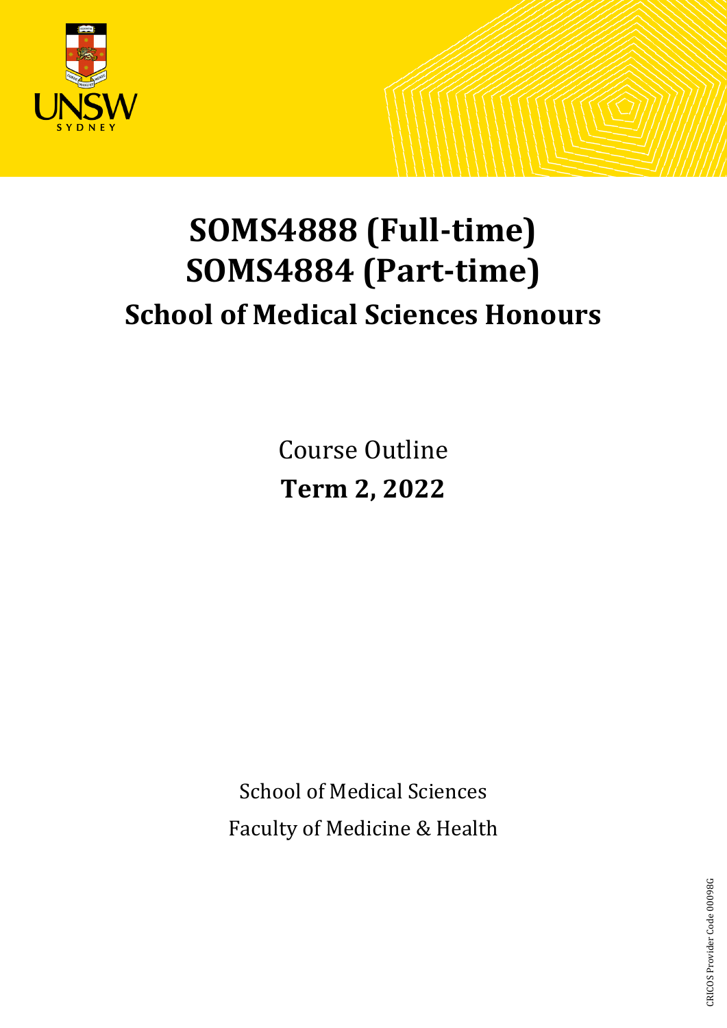# SOMS4888 (Full-time)
# SOMS4884 (Part-time)
## School of Medical Sciences Honours

Course Outline

**Term 2, 2022**

School of Medical Sciences

Faculty of Medicine & Health

CRICOS Provider Code 00098G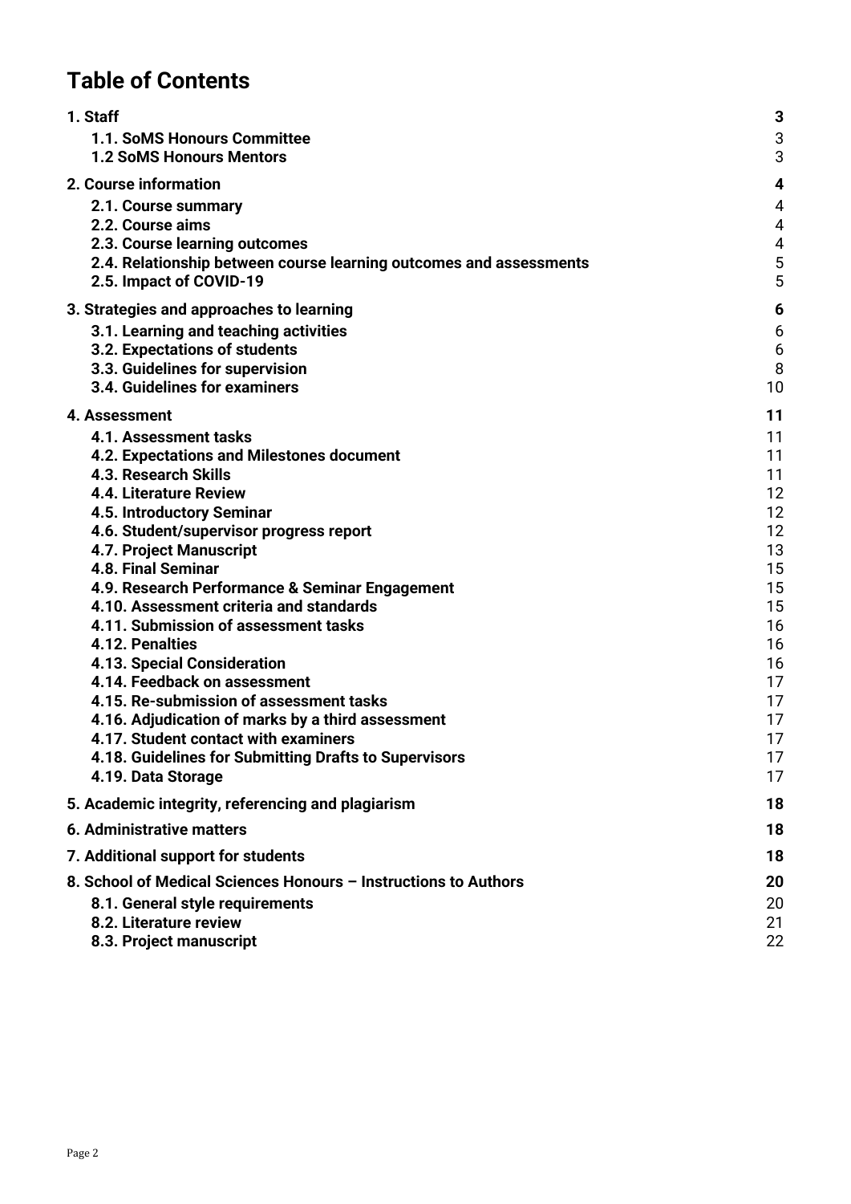# Table of Contents

| | |
|---|---|
| **1. Staff** | **3** |
| 1.1. SoMS Honours Committee | 3 |
| 1.2 SoMS Honours Mentors | 3 |
| **2. Course information** | **4** |
| 2.1. Course summary | 4 |
| 2.2. Course aims | 4 |
| 2.3. Course learning outcomes | 4 |
| 2.4. Relationship between course learning outcomes and assessments | 5 |
| 2.5. Impact of COVID-19 | 5 |
| **3. Strategies and approaches to learning** | **6** |
| 3.1. Learning and teaching activities | 6 |
| 3.2. Expectations of students | 6 |
| 3.3. Guidelines for supervision | 8 |
| 3.4. Guidelines for examiners | 10 |
| **4. Assessment** | **11** |
| 4.1. Assessment tasks | 11 |
| 4.2. Expectations and Milestones document | 11 |
| 4.3. Research Skills | 11 |
| 4.4. Literature Review | 12 |
| 4.5. Introductory Seminar | 12 |
| 4.6. Student/supervisor progress report | 12 |
| 4.7. Project Manuscript | 13 |
| 4.8. Final Seminar | 15 |
| 4.9. Research Performance & Seminar Engagement | 15 |
| 4.10. Assessment criteria and standards | 15 |
| 4.11. Submission of assessment tasks | 16 |
| 4.12. Penalties | 16 |
| 4.13. Special Consideration | 16 |
| 4.14. Feedback on assessment | 17 |
| 4.15. Re-submission of assessment tasks | 17 |
| 4.16. Adjudication of marks by a third assessment | 17 |
| 4.17. Student contact with examiners | 17 |
| 4.18. Guidelines for Submitting Drafts to Supervisors | 17 |
| 4.19. Data Storage | 17 |
| **5. Academic integrity, referencing and plagiarism** | **18** |
| **6. Administrative matters** | **18** |
| **7. Additional support for students** | **18** |
| **8. School of Medical Sciences Honours – Instructions to Authors** | **20** |
| 8.1. General style requirements | 20 |
| 8.2. Literature review | 21 |
| 8.3. Project manuscript | 22 |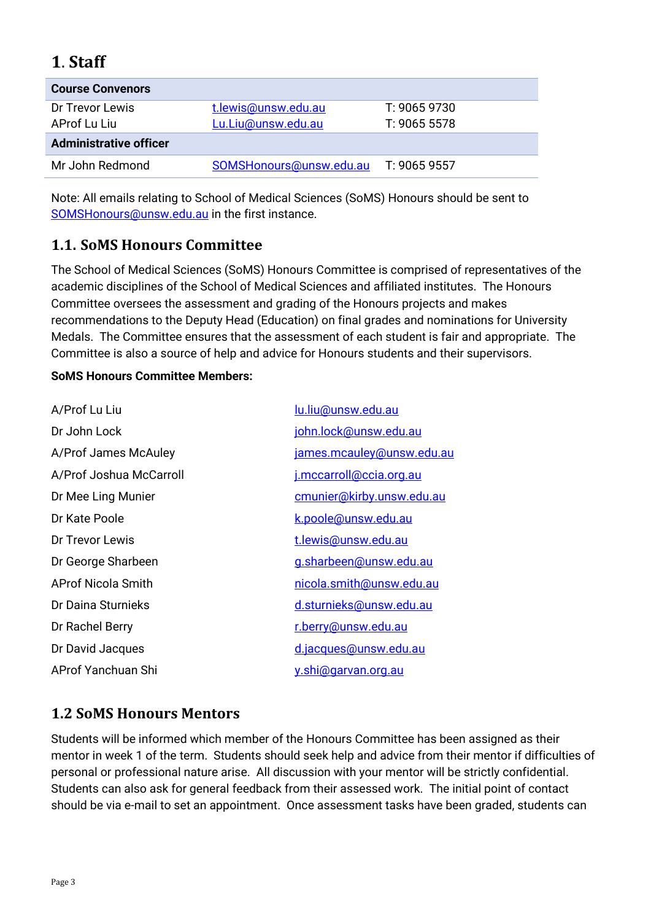# 1. Staff

| Course Convenors | | |
|---|---|---|
| Dr Trevor Lewis<br>AProf Lu Liu | t.lewis@unsw.edu.au<br>Lu.Liu@unsw.edu.au | T: 9065 9730<br>T: 9065 5578 |
| **Administrative officer** | | |
| Mr John Redmond | SOMSHonours@unsw.edu.au | T: 9065 9557 |

Note: All emails relating to School of Medical Sciences (SoMS) Honours should be sent to SOMSHonours@unsw.edu.au in the first instance.

## 1.1. SoMS Honours Committee

The School of Medical Sciences (SoMS) Honours Committee is comprised of representatives of the academic disciplines of the School of Medical Sciences and affiliated institutes. The Honours Committee oversees the assessment and grading of the Honours projects and makes recommendations to the Deputy Head (Education) on final grades and nominations for University Medals. The Committee ensures that the assessment of each student is fair and appropriate. The Committee is also a source of help and advice for Honours students and their supervisors.

**SoMS Honours Committee Members:**

| | |
|---|---|
| A/Prof Lu Liu | lu.liu@unsw.edu.au |
| Dr John Lock | john.lock@unsw.edu.au |
| A/Prof James McAuley | james.mcauley@unsw.edu.au |
| A/Prof Joshua McCarroll | j.mccarroll@ccia.org.au |
| Dr Mee Ling Munier | cmunier@kirby.unsw.edu.au |
| Dr Kate Poole | k.poole@unsw.edu.au |
| Dr Trevor Lewis | t.lewis@unsw.edu.au |
| Dr George Sharbeen | g.sharbeen@unsw.edu.au |
| AProf Nicola Smith | nicola.smith@unsw.edu.au |
| Dr Daina Sturnieks | d.sturnieks@unsw.edu.au |
| Dr Rachel Berry | r.berry@unsw.edu.au |
| Dr David Jacques | d.jacques@unsw.edu.au |
| AProf Yanchuan Shi | y.shi@garvan.org.au |

## 1.2 SoMS Honours Mentors

Students will be informed which member of the Honours Committee has been assigned as their mentor in week 1 of the term. Students should seek help and advice from their mentor if difficulties of personal or professional nature arise. All discussion with your mentor will be strictly confidential. Students can also ask for general feedback from their assessed work. The initial point of contact should be via e-mail to set an appointment. Once assessment tasks have been graded, students can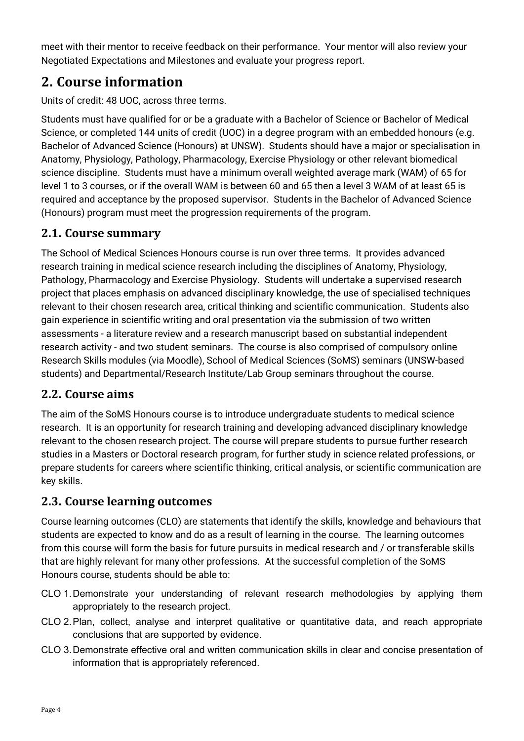meet with their mentor to receive feedback on their performance. Your mentor will also review your Negotiated Expectations and Milestones and evaluate your progress report.

# 2. Course information

Units of credit: 48 UOC, across three terms.

Students must have qualified for or be a graduate with a Bachelor of Science or Bachelor of Medical Science, or completed 144 units of credit (UOC) in a degree program with an embedded honours (e.g. Bachelor of Advanced Science (Honours) at UNSW). Students should have a major or specialisation in Anatomy, Physiology, Pathology, Pharmacology, Exercise Physiology or other relevant biomedical science discipline. Students must have a minimum overall weighted average mark (WAM) of 65 for level 1 to 3 courses, or if the overall WAM is between 60 and 65 then a level 3 WAM of at least 65 is required and acceptance by the proposed supervisor. Students in the Bachelor of Advanced Science (Honours) program must meet the progression requirements of the program.

## 2.1. Course summary

The School of Medical Sciences Honours course is run over three terms. It provides advanced research training in medical science research including the disciplines of Anatomy, Physiology, Pathology, Pharmacology and Exercise Physiology. Students will undertake a supervised research project that places emphasis on advanced disciplinary knowledge, the use of specialised techniques relevant to their chosen research area, critical thinking and scientific communication. Students also gain experience in scientific writing and oral presentation via the submission of two written assessments - a literature review and a research manuscript based on substantial independent research activity - and two student seminars. The course is also comprised of compulsory online Research Skills modules (via Moodle), School of Medical Sciences (SoMS) seminars (UNSW-based students) and Departmental/Research Institute/Lab Group seminars throughout the course.

## 2.2. Course aims

The aim of the SoMS Honours course is to introduce undergraduate students to medical science research. It is an opportunity for research training and developing advanced disciplinary knowledge relevant to the chosen research project. The course will prepare students to pursue further research studies in a Masters or Doctoral research program, for further study in science related professions, or prepare students for careers where scientific thinking, critical analysis, or scientific communication are key skills.

## 2.3. Course learning outcomes

Course learning outcomes (CLO) are statements that identify the skills, knowledge and behaviours that students are expected to know and do as a result of learning in the course. The learning outcomes from this course will form the basis for future pursuits in medical research and / or transferable skills that are highly relevant for many other professions. At the successful completion of the SoMS Honours course, students should be able to:

- CLO 1. Demonstrate your understanding of relevant research methodologies by applying them appropriately to the research project.
- CLO 2. Plan, collect, analyse and interpret qualitative or quantitative data, and reach appropriate conclusions that are supported by evidence.
- CLO 3. Demonstrate effective oral and written communication skills in clear and concise presentation of information that is appropriately referenced.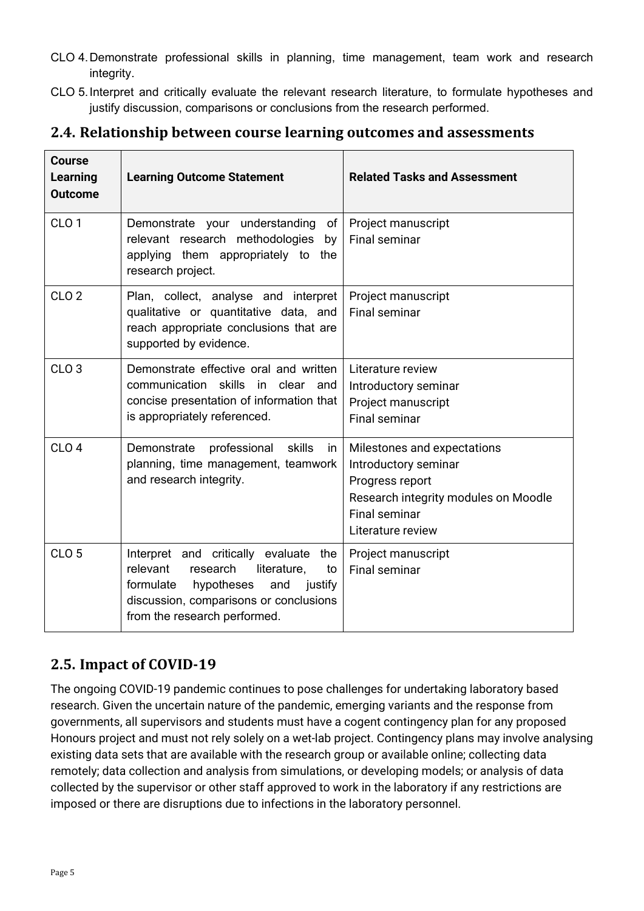CLO 4. Demonstrate professional skills in planning, time management, team work and research integrity.

CLO 5. Interpret and critically evaluate the relevant research literature, to formulate hypotheses and justify discussion, comparisons or conclusions from the research performed.

## 2.4. Relationship between course learning outcomes and assessments

| Course Learning Outcome | Learning Outcome Statement | Related Tasks and Assessment |
|---|---|---|
| CLO 1 | Demonstrate your understanding of relevant research methodologies by applying them appropriately to the research project. | Project manuscript<br>Final seminar |
| CLO 2 | Plan, collect, analyse and interpret qualitative or quantitative data, and reach appropriate conclusions that are supported by evidence. | Project manuscript<br>Final seminar |
| CLO 3 | Demonstrate effective oral and written communication skills in clear and concise presentation of information that is appropriately referenced. | Literature review<br>Introductory seminar<br>Project manuscript<br>Final seminar |
| CLO 4 | Demonstrate professional skills in planning, time management, teamwork and research integrity. | Milestones and expectations<br>Introductory seminar<br>Progress report<br>Research integrity modules on Moodle<br>Final seminar<br>Literature review |
| CLO 5 | Interpret and critically evaluate the relevant research literature, to formulate hypotheses and justify discussion, comparisons or conclusions from the research performed. | Project manuscript<br>Final seminar |

## 2.5. Impact of COVID-19

The ongoing COVID-19 pandemic continues to pose challenges for undertaking laboratory based research. Given the uncertain nature of the pandemic, emerging variants and the response from governments, all supervisors and students must have a cogent contingency plan for any proposed Honours project and must not rely solely on a wet-lab project. Contingency plans may involve analysing existing data sets that are available with the research group or available online; collecting data remotely; data collection and analysis from simulations, or developing models; or analysis of data collected by the supervisor or other staff approved to work in the laboratory if any restrictions are imposed or there are disruptions due to infections in the laboratory personnel.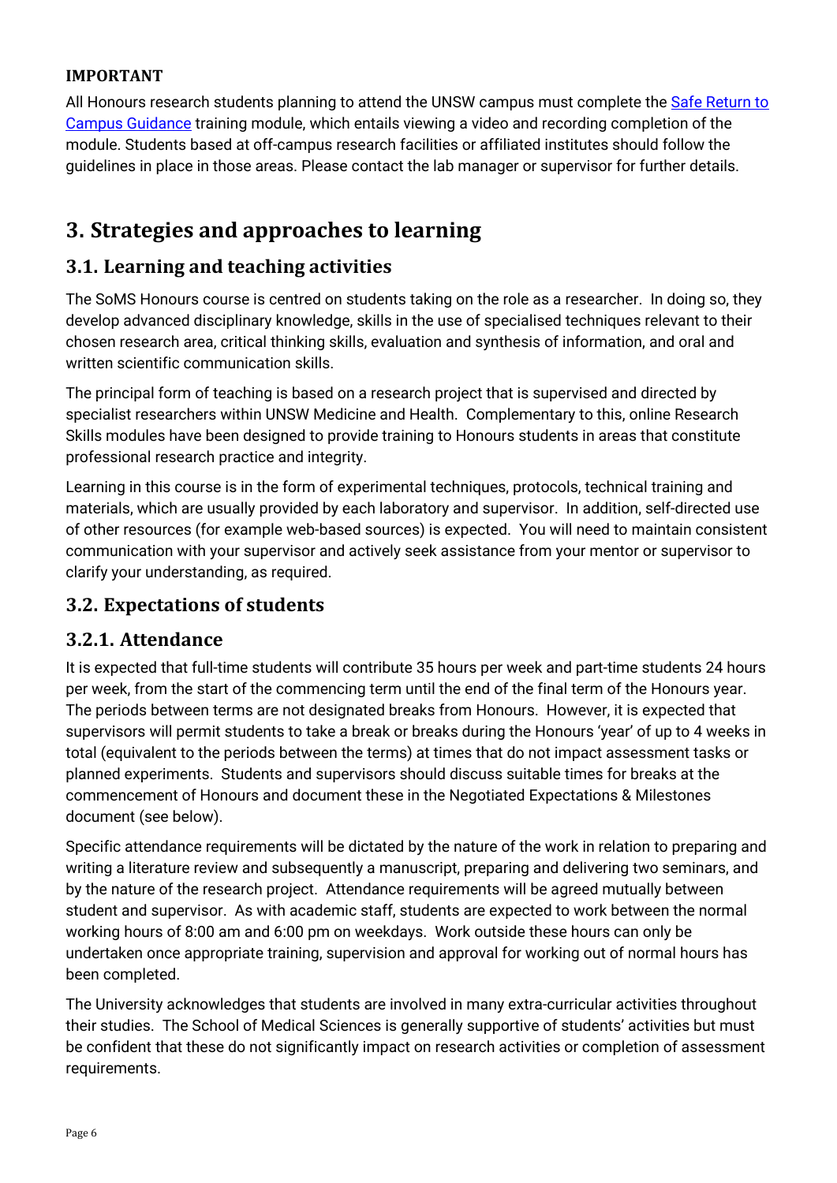**IMPORTANT**

All Honours research students planning to attend the UNSW campus must complete the [Safe Return to Campus Guidance](#) training module, which entails viewing a video and recording completion of the module. Students based at off-campus research facilities or affiliated institutes should follow the guidelines in place in those areas. Please contact the lab manager or supervisor for further details.

# 3. Strategies and approaches to learning

## 3.1. Learning and teaching activities

The SoMS Honours course is centred on students taking on the role as a researcher. In doing so, they develop advanced disciplinary knowledge, skills in the use of specialised techniques relevant to their chosen research area, critical thinking skills, evaluation and synthesis of information, and oral and written scientific communication skills.

The principal form of teaching is based on a research project that is supervised and directed by specialist researchers within UNSW Medicine and Health. Complementary to this, online Research Skills modules have been designed to provide training to Honours students in areas that constitute professional research practice and integrity.

Learning in this course is in the form of experimental techniques, protocols, technical training and materials, which are usually provided by each laboratory and supervisor. In addition, self-directed use of other resources (for example web-based sources) is expected. You will need to maintain consistent communication with your supervisor and actively seek assistance from your mentor or supervisor to clarify your understanding, as required.

## 3.2. Expectations of students

### 3.2.1. Attendance

It is expected that full-time students will contribute 35 hours per week and part-time students 24 hours per week, from the start of the commencing term until the end of the final term of the Honours year. The periods between terms are not designated breaks from Honours. However, it is expected that supervisors will permit students to take a break or breaks during the Honours 'year' of up to 4 weeks in total (equivalent to the periods between the terms) at times that do not impact assessment tasks or planned experiments. Students and supervisors should discuss suitable times for breaks at the commencement of Honours and document these in the Negotiated Expectations & Milestones document (see below).

Specific attendance requirements will be dictated by the nature of the work in relation to preparing and writing a literature review and subsequently a manuscript, preparing and delivering two seminars, and by the nature of the research project. Attendance requirements will be agreed mutually between student and supervisor. As with academic staff, students are expected to work between the normal working hours of 8:00 am and 6:00 pm on weekdays. Work outside these hours can only be undertaken once appropriate training, supervision and approval for working out of normal hours has been completed.

The University acknowledges that students are involved in many extra-curricular activities throughout their studies. The School of Medical Sciences is generally supportive of students' activities but must be confident that these do not significantly impact on research activities or completion of assessment requirements.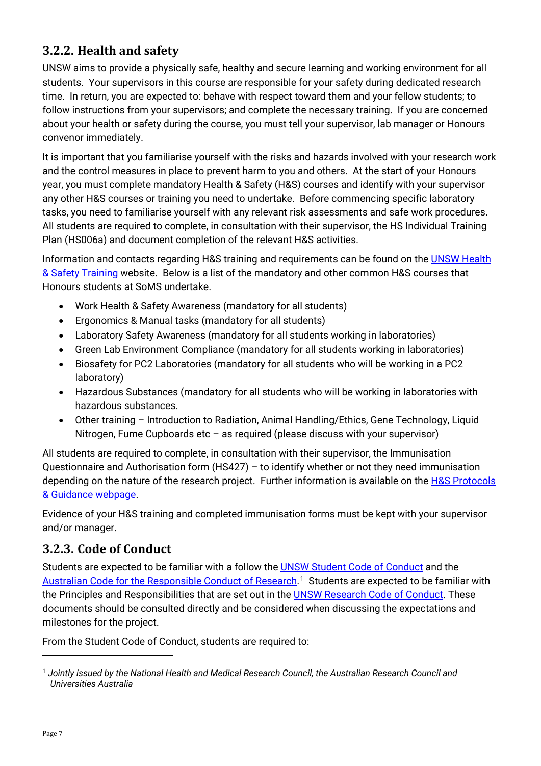### 3.2.2. Health and safety

UNSW aims to provide a physically safe, healthy and secure learning and working environment for all students. Your supervisors in this course are responsible for your safety during dedicated research time. In return, you are expected to: behave with respect toward them and your fellow students; to follow instructions from your supervisors; and complete the necessary training. If you are concerned about your health or safety during the course, you must tell your supervisor, lab manager or Honours convenor immediately.

It is important that you familiarise yourself with the risks and hazards involved with your research work and the control measures in place to prevent harm to you and others. At the start of your Honours year, you must complete mandatory Health & Safety (H&S) courses and identify with your supervisor any other H&S courses or training you need to undertake. Before commencing specific laboratory tasks, you need to familiarise yourself with any relevant risk assessments and safe work procedures. All students are required to complete, in consultation with their supervisor, the HS Individual Training Plan (HS006a) and document completion of the relevant H&S activities.

Information and contacts regarding H&S training and requirements can be found on the UNSW Health & Safety Training website. Below is a list of the mandatory and other common H&S courses that Honours students at SoMS undertake.

- Work Health & Safety Awareness (mandatory for all students)
- Ergonomics & Manual tasks (mandatory for all students)
- Laboratory Safety Awareness (mandatory for all students working in laboratories)
- Green Lab Environment Compliance (mandatory for all students working in laboratories)
- Biosafety for PC2 Laboratories (mandatory for all students who will be working in a PC2 laboratory)
- Hazardous Substances (mandatory for all students who will be working in laboratories with hazardous substances.
- Other training – Introduction to Radiation, Animal Handling/Ethics, Gene Technology, Liquid Nitrogen, Fume Cupboards etc – as required (please discuss with your supervisor)

All students are required to complete, in consultation with their supervisor, the Immunisation Questionnaire and Authorisation form (HS427) – to identify whether or not they need immunisation depending on the nature of the research project. Further information is available on the H&S Protocols & Guidance webpage.

Evidence of your H&S training and completed immunisation forms must be kept with your supervisor and/or manager.

### 3.2.3. Code of Conduct

Students are expected to be familiar with a follow the UNSW Student Code of Conduct and the Australian Code for the Responsible Conduct of Research.[1] Students are expected to be familiar with the Principles and Responsibilities that are set out in the UNSW Research Code of Conduct. These documents should be consulted directly and be considered when discussing the expectations and milestones for the project.

From the Student Code of Conduct, students are required to:

---

[1] *Jointly issued by the National Health and Medical Research Council, the Australian Research Council and Universities Australia*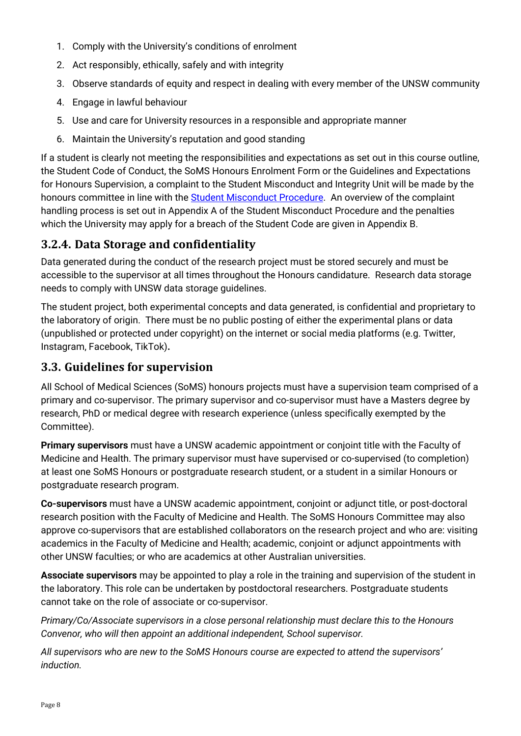1. Comply with the University's conditions of enrolment
2. Act responsibly, ethically, safely and with integrity
3. Observe standards of equity and respect in dealing with every member of the UNSW community
4. Engage in lawful behaviour
5. Use and care for University resources in a responsible and appropriate manner
6. Maintain the University's reputation and good standing

If a student is clearly not meeting the responsibilities and expectations as set out in this course outline, the Student Code of Conduct, the SoMS Honours Enrolment Form or the Guidelines and Expectations for Honours Supervision, a complaint to the Student Misconduct and Integrity Unit will be made by the honours committee in line with the [Student Misconduct Procedure](). An overview of the complaint handling process is set out in Appendix A of the Student Misconduct Procedure and the penalties which the University may apply for a breach of the Student Code are given in Appendix B.

### 3.2.4. Data Storage and confidentiality

Data generated during the conduct of the research project must be stored securely and must be accessible to the supervisor at all times throughout the Honours candidature. Research data storage needs to comply with UNSW data storage guidelines.

The student project, both experimental concepts and data generated, is confidential and proprietary to the laboratory of origin. There must be no public posting of either the experimental plans or data (unpublished or protected under copyright) on the internet or social media platforms (e.g. Twitter, Instagram, Facebook, TikTok).

## 3.3. Guidelines for supervision

All School of Medical Sciences (SoMS) honours projects must have a supervision team comprised of a primary and co-supervisor. The primary supervisor and co-supervisor must have a Masters degree by research, PhD or medical degree with research experience (unless specifically exempted by the Committee).

**Primary supervisors** must have a UNSW academic appointment or conjoint title with the Faculty of Medicine and Health. The primary supervisor must have supervised or co-supervised (to completion) at least one SoMS Honours or postgraduate research student, or a student in a similar Honours or postgraduate research program.

**Co-supervisors** must have a UNSW academic appointment, conjoint or adjunct title, or post-doctoral research position with the Faculty of Medicine and Health. The SoMS Honours Committee may also approve co-supervisors that are established collaborators on the research project and who are: visiting academics in the Faculty of Medicine and Health; academic, conjoint or adjunct appointments with other UNSW faculties; or who are academics at other Australian universities.

**Associate supervisors** may be appointed to play a role in the training and supervision of the student in the laboratory. This role can be undertaken by postdoctoral researchers. Postgraduate students cannot take on the role of associate or co-supervisor.

*Primary/Co/Associate supervisors in a close personal relationship must declare this to the Honours Convenor, who will then appoint an additional independent, School supervisor.*

*All supervisors who are new to the SoMS Honours course are expected to attend the supervisors' induction.*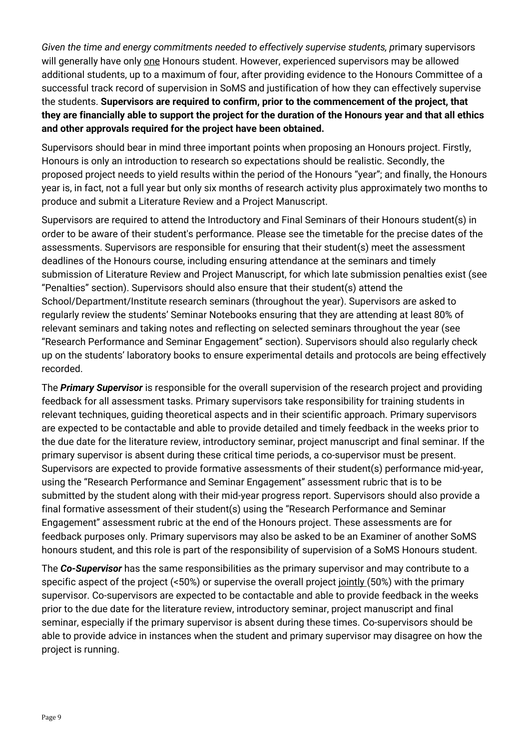*Given the time and energy commitments needed to effectively supervise students, p*rimary supervisors will generally have only <u>one</u> Honours student. However, experienced supervisors may be allowed additional students, up to a maximum of four, after providing evidence to the Honours Committee of a successful track record of supervision in SoMS and justification of how they can effectively supervise the students. **Supervisors are required to confirm, prior to the commencement of the project, that they are financially able to support the project for the duration of the Honours year and that all ethics and other approvals required for the project have been obtained.**

Supervisors should bear in mind three important points when proposing an Honours project. Firstly, Honours is only an introduction to research so expectations should be realistic. Secondly, the proposed project needs to yield results within the period of the Honours "year"; and finally, the Honours year is, in fact, not a full year but only six months of research activity plus approximately two months to produce and submit a Literature Review and a Project Manuscript.

Supervisors are required to attend the Introductory and Final Seminars of their Honours student(s) in order to be aware of their student's performance. Please see the timetable for the precise dates of the assessments. Supervisors are responsible for ensuring that their student(s) meet the assessment deadlines of the Honours course, including ensuring attendance at the seminars and timely submission of Literature Review and Project Manuscript, for which late submission penalties exist (see "Penalties" section). Supervisors should also ensure that their student(s) attend the School/Department/Institute research seminars (throughout the year). Supervisors are asked to regularly review the students' Seminar Notebooks ensuring that they are attending at least 80% of relevant seminars and taking notes and reflecting on selected seminars throughout the year (see "Research Performance and Seminar Engagement" section). Supervisors should also regularly check up on the students' laboratory books to ensure experimental details and protocols are being effectively recorded.

The ***Primary Supervisor*** is responsible for the overall supervision of the research project and providing feedback for all assessment tasks. Primary supervisors take responsibility for training students in relevant techniques, guiding theoretical aspects and in their scientific approach. Primary supervisors are expected to be contactable and able to provide detailed and timely feedback in the weeks prior to the due date for the literature review, introductory seminar, project manuscript and final seminar. If the primary supervisor is absent during these critical time periods, a co-supervisor must be present. Supervisors are expected to provide formative assessments of their student(s) performance mid-year, using the "Research Performance and Seminar Engagement" assessment rubric that is to be submitted by the student along with their mid-year progress report. Supervisors should also provide a final formative assessment of their student(s) using the "Research Performance and Seminar Engagement" assessment rubric at the end of the Honours project. These assessments are for feedback purposes only. Primary supervisors may also be asked to be an Examiner of another SoMS honours student, and this role is part of the responsibility of supervision of a SoMS Honours student.

The ***Co-Supervisor*** has the same responsibilities as the primary supervisor and may contribute to a specific aspect of the project (<50%) or supervise the overall project <u>jointly</u> (50%) with the primary supervisor. Co-supervisors are expected to be contactable and able to provide feedback in the weeks prior to the due date for the literature review, introductory seminar, project manuscript and final seminar, especially if the primary supervisor is absent during these times. Co-supervisors should be able to provide advice in instances when the student and primary supervisor may disagree on how the project is running.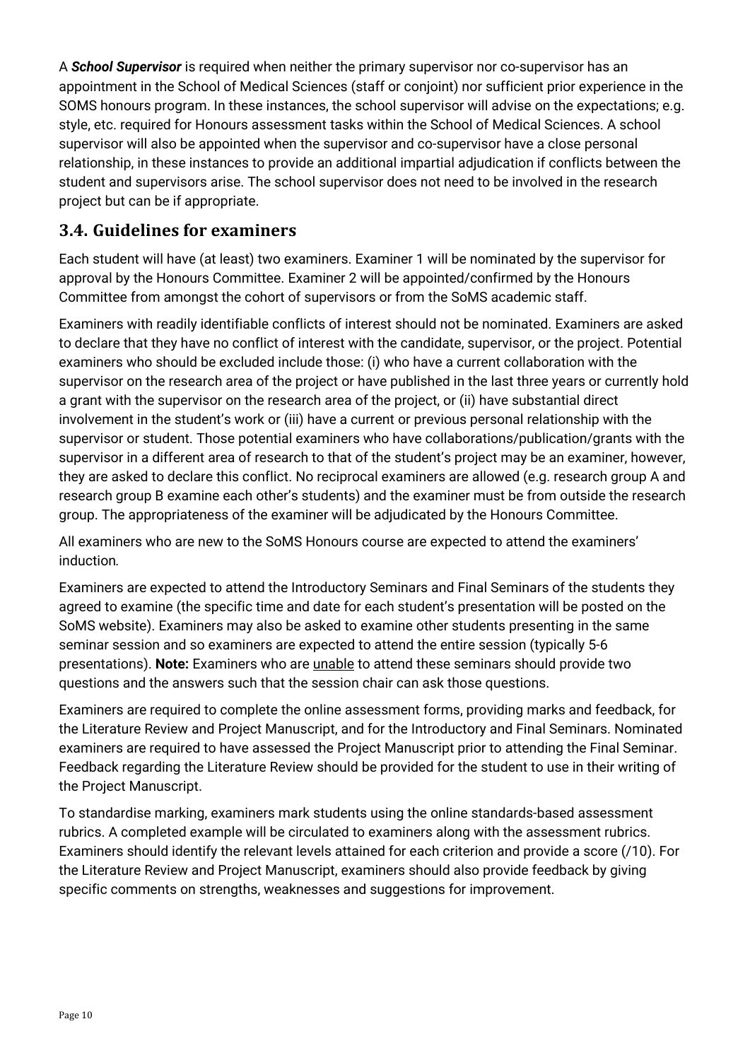A ***School Supervisor*** is required when neither the primary supervisor nor co-supervisor has an appointment in the School of Medical Sciences (staff or conjoint) nor sufficient prior experience in the SOMS honours program. In these instances, the school supervisor will advise on the expectations; e.g. style, etc. required for Honours assessment tasks within the School of Medical Sciences. A school supervisor will also be appointed when the supervisor and co-supervisor have a close personal relationship, in these instances to provide an additional impartial adjudication if conflicts between the student and supervisors arise. The school supervisor does not need to be involved in the research project but can be if appropriate.

## 3.4. Guidelines for examiners

Each student will have (at least) two examiners. Examiner 1 will be nominated by the supervisor for approval by the Honours Committee. Examiner 2 will be appointed/confirmed by the Honours Committee from amongst the cohort of supervisors or from the SoMS academic staff.

Examiners with readily identifiable conflicts of interest should not be nominated. Examiners are asked to declare that they have no conflict of interest with the candidate, supervisor, or the project. Potential examiners who should be excluded include those: (i) who have a current collaboration with the supervisor on the research area of the project or have published in the last three years or currently hold a grant with the supervisor on the research area of the project, or (ii) have substantial direct involvement in the student's work or (iii) have a current or previous personal relationship with the supervisor or student. Those potential examiners who have collaborations/publication/grants with the supervisor in a different area of research to that of the student's project may be an examiner, however, they are asked to declare this conflict. No reciprocal examiners are allowed (e.g. research group A and research group B examine each other's students) and the examiner must be from outside the research group. The appropriateness of the examiner will be adjudicated by the Honours Committee.

All examiners who are new to the SoMS Honours course are expected to attend the examiners' induction*.*

Examiners are expected to attend the Introductory Seminars and Final Seminars of the students they agreed to examine (the specific time and date for each student's presentation will be posted on the SoMS website). Examiners may also be asked to examine other students presenting in the same seminar session and so examiners are expected to attend the entire session (typically 5-6 presentations). **Note:** Examiners who are <u>unable</u> to attend these seminars should provide two questions and the answers such that the session chair can ask those questions.

Examiners are required to complete the online assessment forms, providing marks and feedback, for the Literature Review and Project Manuscript, and for the Introductory and Final Seminars. Nominated examiners are required to have assessed the Project Manuscript prior to attending the Final Seminar. Feedback regarding the Literature Review should be provided for the student to use in their writing of the Project Manuscript.

To standardise marking, examiners mark students using the online standards-based assessment rubrics. A completed example will be circulated to examiners along with the assessment rubrics. Examiners should identify the relevant levels attained for each criterion and provide a score (/10). For the Literature Review and Project Manuscript, examiners should also provide feedback by giving specific comments on strengths, weaknesses and suggestions for improvement.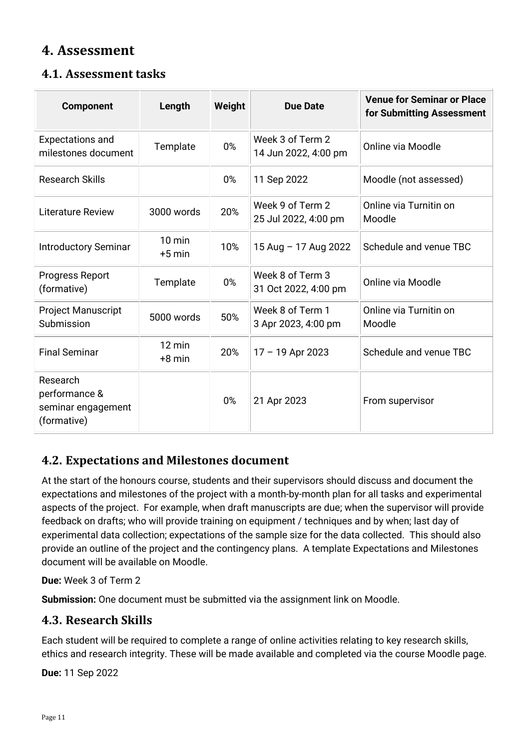# 4. Assessment

## 4.1. Assessment tasks

| Component | Length | Weight | Due Date | Venue for Seminar or Place for Submitting Assessment |
|---|---|---|---|---|
| Expectations and milestones document | Template | 0% | Week 3 of Term 2<br>14 Jun 2022, 4:00 pm | Online via Moodle |
| Research Skills | | 0% | 11 Sep 2022 | Moodle (not assessed) |
| Literature Review | 3000 words | 20% | Week 9 of Term 2<br>25 Jul 2022, 4:00 pm | Online via Turnitin on Moodle |
| Introductory Seminar | 10 min<br>+5 min | 10% | 15 Aug – 17 Aug 2022 | Schedule and venue TBC |
| Progress Report (formative) | Template | 0% | Week 8 of Term 3<br>31 Oct 2022, 4:00 pm | Online via Moodle |
| Project Manuscript Submission | 5000 words | 50% | Week 8 of Term 1<br>3 Apr 2023, 4:00 pm | Online via Turnitin on Moodle |
| Final Seminar | 12 min<br>+8 min | 20% | 17 – 19 Apr 2023 | Schedule and venue TBC |
| Research performance & seminar engagement (formative) | | 0% | 21 Apr 2023 | From supervisor |

## 4.2. Expectations and Milestones document

At the start of the honours course, students and their supervisors should discuss and document the expectations and milestones of the project with a month-by-month plan for all tasks and experimental aspects of the project. For example, when draft manuscripts are due; when the supervisor will provide feedback on drafts; who will provide training on equipment / techniques and by when; last day of experimental data collection; expectations of the sample size for the data collected. This should also provide an outline of the project and the contingency plans. A template Expectations and Milestones document will be available on Moodle.

**Due:** Week 3 of Term 2

**Submission:** One document must be submitted via the assignment link on Moodle.

## 4.3. Research Skills

Each student will be required to complete a range of online activities relating to key research skills, ethics and research integrity. These will be made available and completed via the course Moodle page.

**Due:** 11 Sep 2022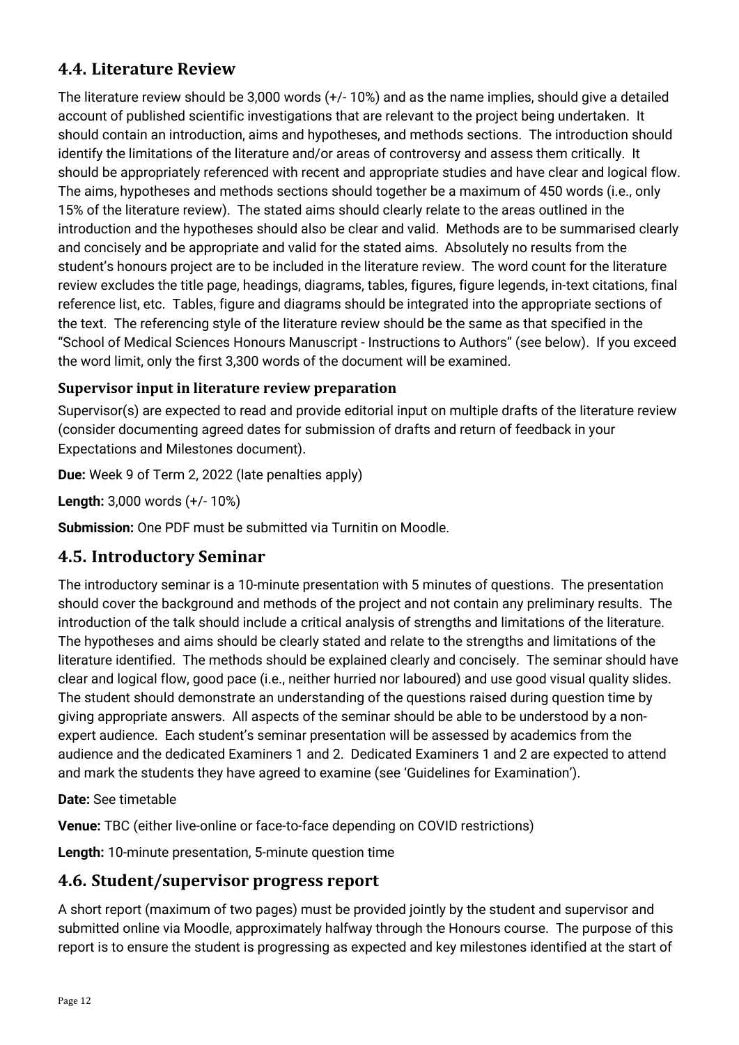## 4.4. Literature Review

The literature review should be 3,000 words (+/- 10%) and as the name implies, should give a detailed account of published scientific investigations that are relevant to the project being undertaken. It should contain an introduction, aims and hypotheses, and methods sections. The introduction should identify the limitations of the literature and/or areas of controversy and assess them critically. It should be appropriately referenced with recent and appropriate studies and have clear and logical flow. The aims, hypotheses and methods sections should together be a maximum of 450 words (i.e., only 15% of the literature review). The stated aims should clearly relate to the areas outlined in the introduction and the hypotheses should also be clear and valid. Methods are to be summarised clearly and concisely and be appropriate and valid for the stated aims. Absolutely no results from the student's honours project are to be included in the literature review. The word count for the literature review excludes the title page, headings, diagrams, tables, figures, figure legends, in-text citations, final reference list, etc. Tables, figure and diagrams should be integrated into the appropriate sections of the text. The referencing style of the literature review should be the same as that specified in the "School of Medical Sciences Honours Manuscript - Instructions to Authors" (see below). If you exceed the word limit, only the first 3,300 words of the document will be examined.

### Supervisor input in literature review preparation

Supervisor(s) are expected to read and provide editorial input on multiple drafts of the literature review (consider documenting agreed dates for submission of drafts and return of feedback in your Expectations and Milestones document).

**Due:** Week 9 of Term 2, 2022 (late penalties apply)

**Length:** 3,000 words (+/- 10%)

**Submission:** One PDF must be submitted via Turnitin on Moodle.

## 4.5. Introductory Seminar

The introductory seminar is a 10-minute presentation with 5 minutes of questions. The presentation should cover the background and methods of the project and not contain any preliminary results. The introduction of the talk should include a critical analysis of strengths and limitations of the literature. The hypotheses and aims should be clearly stated and relate to the strengths and limitations of the literature identified. The methods should be explained clearly and concisely. The seminar should have clear and logical flow, good pace (i.e., neither hurried nor laboured) and use good visual quality slides. The student should demonstrate an understanding of the questions raised during question time by giving appropriate answers. All aspects of the seminar should be able to be understood by a non-expert audience. Each student's seminar presentation will be assessed by academics from the audience and the dedicated Examiners 1 and 2. Dedicated Examiners 1 and 2 are expected to attend and mark the students they have agreed to examine (see 'Guidelines for Examination').

**Date:** See timetable

**Venue:** TBC (either live-online or face-to-face depending on COVID restrictions)

**Length:** 10-minute presentation, 5-minute question time

## 4.6. Student/supervisor progress report

A short report (maximum of two pages) must be provided jointly by the student and supervisor and submitted online via Moodle, approximately halfway through the Honours course. The purpose of this report is to ensure the student is progressing as expected and key milestones identified at the start of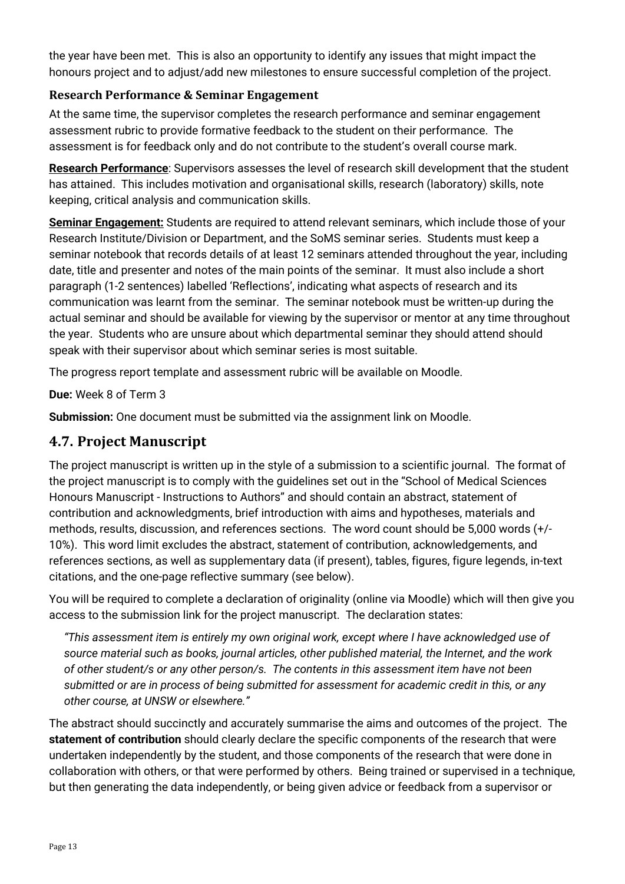the year have been met. This is also an opportunity to identify any issues that might impact the honours project and to adjust/add new milestones to ensure successful completion of the project.

### Research Performance & Seminar Engagement

At the same time, the supervisor completes the research performance and seminar engagement assessment rubric to provide formative feedback to the student on their performance. The assessment is for feedback only and do not contribute to the student's overall course mark.

**Research Performance**: Supervisors assesses the level of research skill development that the student has attained. This includes motivation and organisational skills, research (laboratory) skills, note keeping, critical analysis and communication skills.

**Seminar Engagement:** Students are required to attend relevant seminars, which include those of your Research Institute/Division or Department, and the SoMS seminar series. Students must keep a seminar notebook that records details of at least 12 seminars attended throughout the year, including date, title and presenter and notes of the main points of the seminar. It must also include a short paragraph (1-2 sentences) labelled 'Reflections', indicating what aspects of research and its communication was learnt from the seminar. The seminar notebook must be written-up during the actual seminar and should be available for viewing by the supervisor or mentor at any time throughout the year. Students who are unsure about which departmental seminar they should attend should speak with their supervisor about which seminar series is most suitable.

The progress report template and assessment rubric will be available on Moodle.

**Due:** Week 8 of Term 3

**Submission:** One document must be submitted via the assignment link on Moodle.

## 4.7. Project Manuscript

The project manuscript is written up in the style of a submission to a scientific journal. The format of the project manuscript is to comply with the guidelines set out in the "School of Medical Sciences Honours Manuscript - Instructions to Authors" and should contain an abstract, statement of contribution and acknowledgments, brief introduction with aims and hypotheses, materials and methods, results, discussion, and references sections. The word count should be 5,000 words (+/- 10%). This word limit excludes the abstract, statement of contribution, acknowledgements, and references sections, as well as supplementary data (if present), tables, figures, figure legends, in-text citations, and the one-page reflective summary (see below).

You will be required to complete a declaration of originality (online via Moodle) which will then give you access to the submission link for the project manuscript. The declaration states:

> *"This assessment item is entirely my own original work, except where I have acknowledged use of source material such as books, journal articles, other published material, the Internet, and the work of other student/s or any other person/s. The contents in this assessment item have not been submitted or are in process of being submitted for assessment for academic credit in this, or any other course, at UNSW or elsewhere."*

The abstract should succinctly and accurately summarise the aims and outcomes of the project. The **statement of contribution** should clearly declare the specific components of the research that were undertaken independently by the student, and those components of the research that were done in collaboration with others, or that were performed by others. Being trained or supervised in a technique, but then generating the data independently, or being given advice or feedback from a supervisor or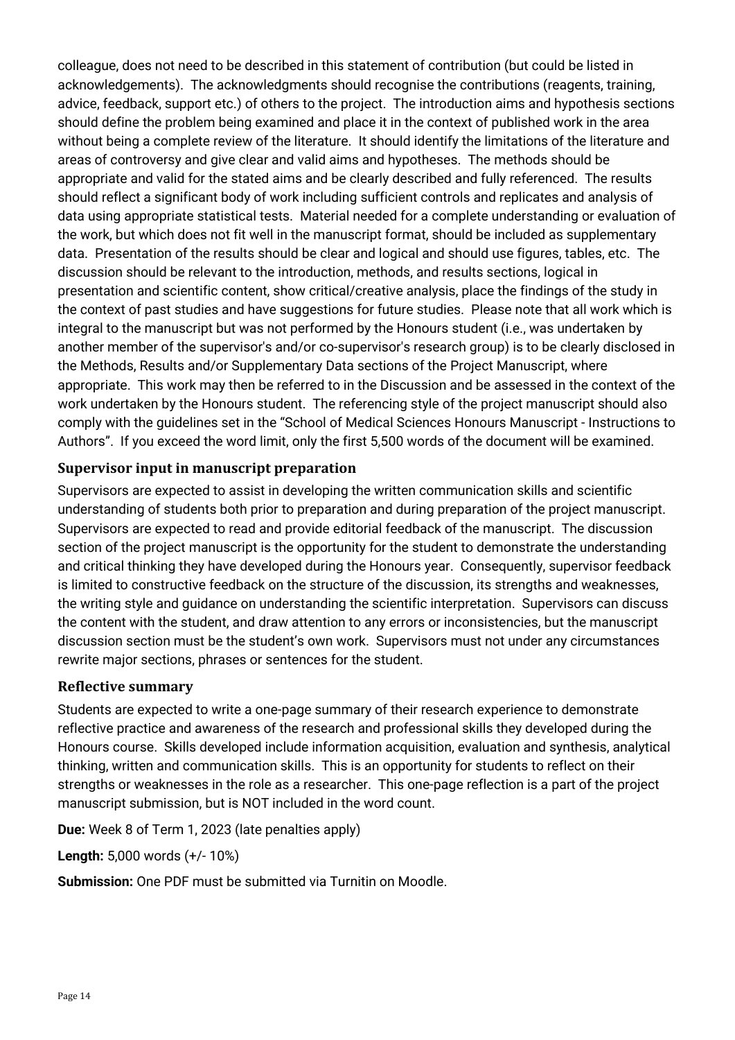colleague, does not need to be described in this statement of contribution (but could be listed in acknowledgements). The acknowledgments should recognise the contributions (reagents, training, advice, feedback, support etc.) of others to the project. The introduction aims and hypothesis sections should define the problem being examined and place it in the context of published work in the area without being a complete review of the literature. It should identify the limitations of the literature and areas of controversy and give clear and valid aims and hypotheses. The methods should be appropriate and valid for the stated aims and be clearly described and fully referenced. The results should reflect a significant body of work including sufficient controls and replicates and analysis of data using appropriate statistical tests. Material needed for a complete understanding or evaluation of the work, but which does not fit well in the manuscript format, should be included as supplementary data. Presentation of the results should be clear and logical and should use figures, tables, etc. The discussion should be relevant to the introduction, methods, and results sections, logical in presentation and scientific content, show critical/creative analysis, place the findings of the study in the context of past studies and have suggestions for future studies. Please note that all work which is integral to the manuscript but was not performed by the Honours student (i.e., was undertaken by another member of the supervisor's and/or co-supervisor's research group) is to be clearly disclosed in the Methods, Results and/or Supplementary Data sections of the Project Manuscript, where appropriate. This work may then be referred to in the Discussion and be assessed in the context of the work undertaken by the Honours student. The referencing style of the project manuscript should also comply with the guidelines set in the "School of Medical Sciences Honours Manuscript - Instructions to Authors". If you exceed the word limit, only the first 5,500 words of the document will be examined.

### Supervisor input in manuscript preparation

Supervisors are expected to assist in developing the written communication skills and scientific understanding of students both prior to preparation and during preparation of the project manuscript. Supervisors are expected to read and provide editorial feedback of the manuscript. The discussion section of the project manuscript is the opportunity for the student to demonstrate the understanding and critical thinking they have developed during the Honours year. Consequently, supervisor feedback is limited to constructive feedback on the structure of the discussion, its strengths and weaknesses, the writing style and guidance on understanding the scientific interpretation. Supervisors can discuss the content with the student, and draw attention to any errors or inconsistencies, but the manuscript discussion section must be the student's own work. Supervisors must not under any circumstances rewrite major sections, phrases or sentences for the student.

### Reflective summary

Students are expected to write a one-page summary of their research experience to demonstrate reflective practice and awareness of the research and professional skills they developed during the Honours course. Skills developed include information acquisition, evaluation and synthesis, analytical thinking, written and communication skills. This is an opportunity for students to reflect on their strengths or weaknesses in the role as a researcher. This one-page reflection is a part of the project manuscript submission, but is NOT included in the word count.

**Due:** Week 8 of Term 1, 2023 (late penalties apply)

**Length:** 5,000 words (+/- 10%)

**Submission:** One PDF must be submitted via Turnitin on Moodle.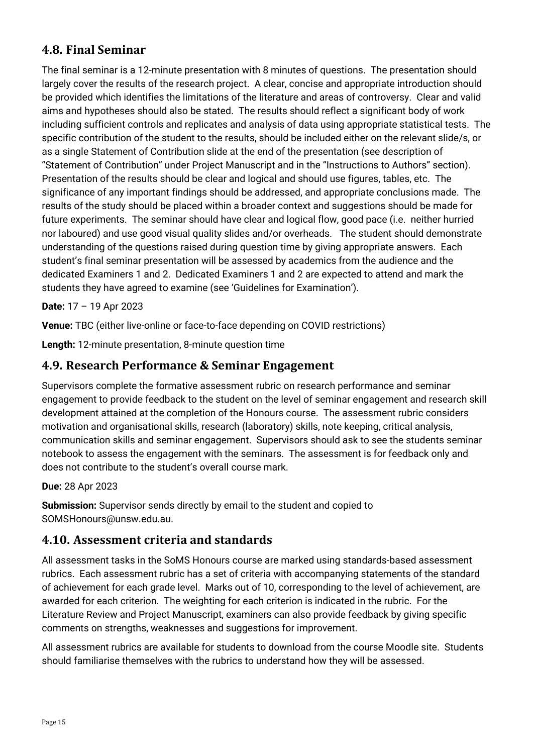## 4.8. Final Seminar

The final seminar is a 12-minute presentation with 8 minutes of questions. The presentation should largely cover the results of the research project. A clear, concise and appropriate introduction should be provided which identifies the limitations of the literature and areas of controversy. Clear and valid aims and hypotheses should also be stated. The results should reflect a significant body of work including sufficient controls and replicates and analysis of data using appropriate statistical tests. The specific contribution of the student to the results, should be included either on the relevant slide/s, or as a single Statement of Contribution slide at the end of the presentation (see description of "Statement of Contribution" under Project Manuscript and in the "Instructions to Authors" section). Presentation of the results should be clear and logical and should use figures, tables, etc. The significance of any important findings should be addressed, and appropriate conclusions made. The results of the study should be placed within a broader context and suggestions should be made for future experiments. The seminar should have clear and logical flow, good pace (i.e. neither hurried nor laboured) and use good visual quality slides and/or overheads. The student should demonstrate understanding of the questions raised during question time by giving appropriate answers. Each student's final seminar presentation will be assessed by academics from the audience and the dedicated Examiners 1 and 2. Dedicated Examiners 1 and 2 are expected to attend and mark the students they have agreed to examine (see 'Guidelines for Examination').

**Date:** 17 – 19 Apr 2023

**Venue:** TBC (either live-online or face-to-face depending on COVID restrictions)

**Length:** 12-minute presentation, 8-minute question time

## 4.9. Research Performance & Seminar Engagement

Supervisors complete the formative assessment rubric on research performance and seminar engagement to provide feedback to the student on the level of seminar engagement and research skill development attained at the completion of the Honours course. The assessment rubric considers motivation and organisational skills, research (laboratory) skills, note keeping, critical analysis, communication skills and seminar engagement. Supervisors should ask to see the students seminar notebook to assess the engagement with the seminars. The assessment is for feedback only and does not contribute to the student's overall course mark.

**Due:** 28 Apr 2023

**Submission:** Supervisor sends directly by email to the student and copied to SOMSHonours@unsw.edu.au.

## 4.10. Assessment criteria and standards

All assessment tasks in the SoMS Honours course are marked using standards-based assessment rubrics. Each assessment rubric has a set of criteria with accompanying statements of the standard of achievement for each grade level. Marks out of 10, corresponding to the level of achievement, are awarded for each criterion. The weighting for each criterion is indicated in the rubric. For the Literature Review and Project Manuscript, examiners can also provide feedback by giving specific comments on strengths, weaknesses and suggestions for improvement.

All assessment rubrics are available for students to download from the course Moodle site. Students should familiarise themselves with the rubrics to understand how they will be assessed.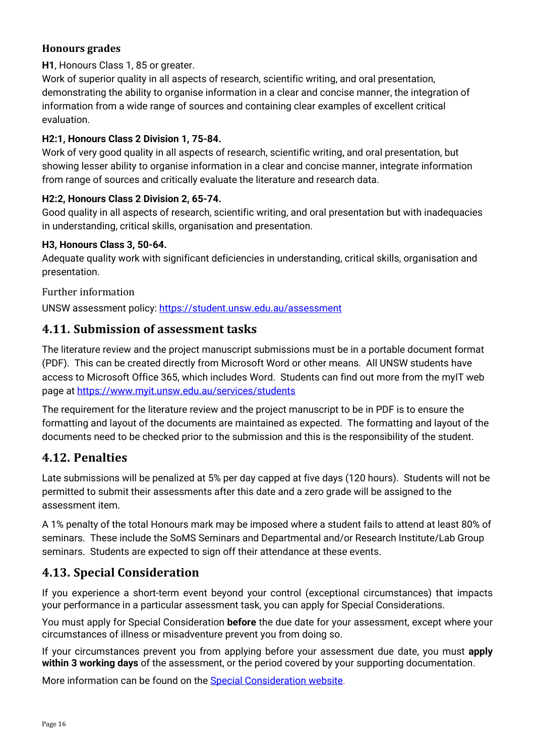### Honours grades

**H1**, Honours Class 1, 85 or greater.
Work of superior quality in all aspects of research, scientific writing, and oral presentation, demonstrating the ability to organise information in a clear and concise manner, the integration of information from a wide range of sources and containing clear examples of excellent critical evaluation.

**H2:1, Honours Class 2 Division 1, 75-84.**
Work of very good quality in all aspects of research, scientific writing, and oral presentation, but showing lesser ability to organise information in a clear and concise manner, integrate information from range of sources and critically evaluate the literature and research data.

**H2:2, Honours Class 2 Division 2, 65-74.**
Good quality in all aspects of research, scientific writing, and oral presentation but with inadequacies in understanding, critical skills, organisation and presentation.

**H3, Honours Class 3, 50-64.**
Adequate quality work with significant deficiencies in understanding, critical skills, organisation and presentation.

Further information

UNSW assessment policy: https://student.unsw.edu.au/assessment

## 4.11. Submission of assessment tasks

The literature review and the project manuscript submissions must be in a portable document format (PDF). This can be created directly from Microsoft Word or other means. All UNSW students have access to Microsoft Office 365, which includes Word. Students can find out more from the myIT web page at https://www.myit.unsw.edu.au/services/students

The requirement for the literature review and the project manuscript to be in PDF is to ensure the formatting and layout of the documents are maintained as expected. The formatting and layout of the documents need to be checked prior to the submission and this is the responsibility of the student.

## 4.12. Penalties

Late submissions will be penalized at 5% per day capped at five days (120 hours). Students will not be permitted to submit their assessments after this date and a zero grade will be assigned to the assessment item.

A 1% penalty of the total Honours mark may be imposed where a student fails to attend at least 80% of seminars. These include the SoMS Seminars and Departmental and/or Research Institute/Lab Group seminars. Students are expected to sign off their attendance at these events.

## 4.13. Special Consideration

If you experience a short-term event beyond your control (exceptional circumstances) that impacts your performance in a particular assessment task, you can apply for Special Considerations.

You must apply for Special Consideration **before** the due date for your assessment, except where your circumstances of illness or misadventure prevent you from doing so.

If your circumstances prevent you from applying before your assessment due date, you must **apply within 3 working days** of the assessment, or the period covered by your supporting documentation.

More information can be found on the Special Consideration website.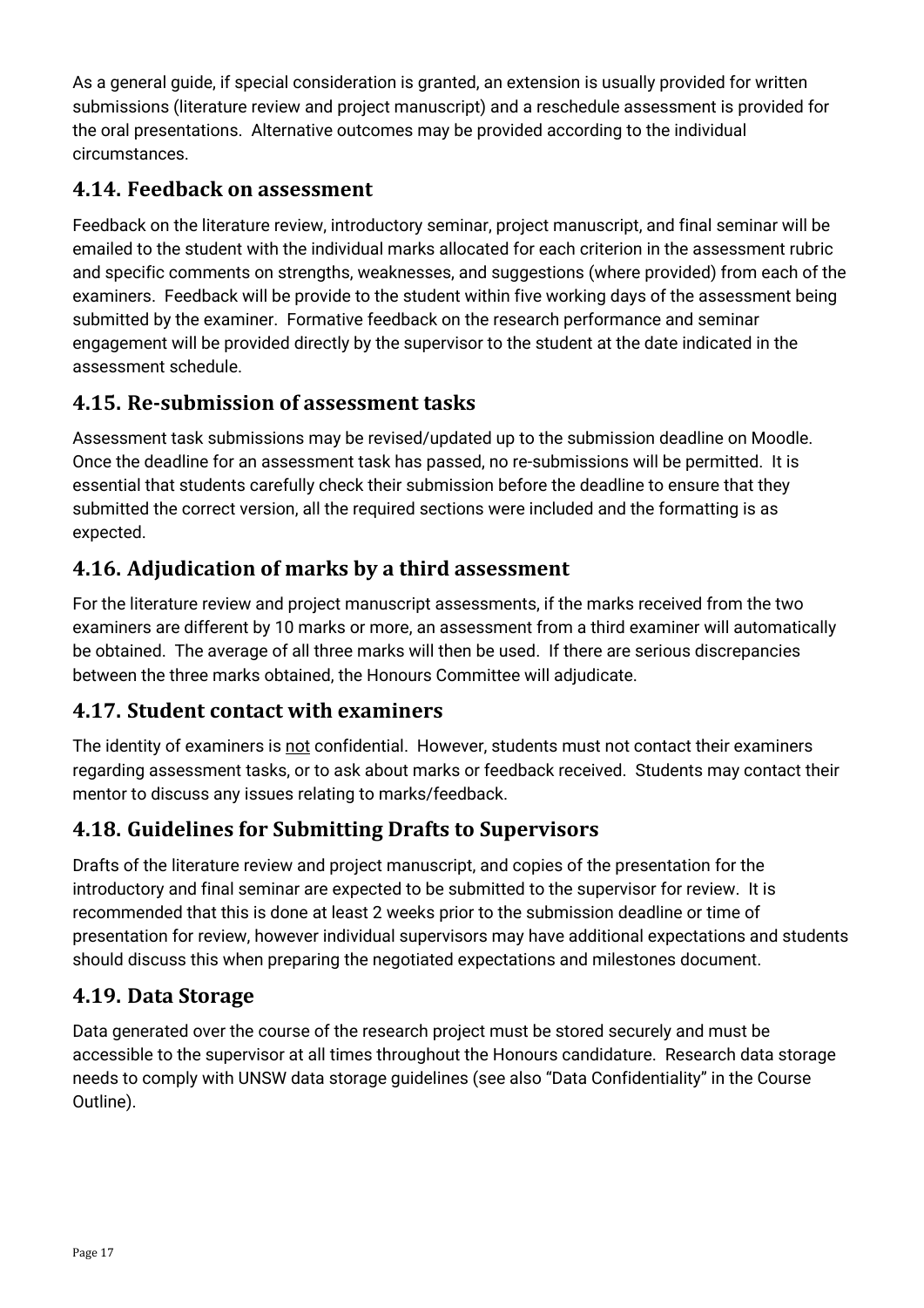As a general guide, if special consideration is granted, an extension is usually provided for written submissions (literature review and project manuscript) and a reschedule assessment is provided for the oral presentations. Alternative outcomes may be provided according to the individual circumstances.

## 4.14. Feedback on assessment

Feedback on the literature review, introductory seminar, project manuscript, and final seminar will be emailed to the student with the individual marks allocated for each criterion in the assessment rubric and specific comments on strengths, weaknesses, and suggestions (where provided) from each of the examiners. Feedback will be provide to the student within five working days of the assessment being submitted by the examiner. Formative feedback on the research performance and seminar engagement will be provided directly by the supervisor to the student at the date indicated in the assessment schedule.

## 4.15. Re-submission of assessment tasks

Assessment task submissions may be revised/updated up to the submission deadline on Moodle. Once the deadline for an assessment task has passed, no re-submissions will be permitted. It is essential that students carefully check their submission before the deadline to ensure that they submitted the correct version, all the required sections were included and the formatting is as expected.

## 4.16. Adjudication of marks by a third assessment

For the literature review and project manuscript assessments, if the marks received from the two examiners are different by 10 marks or more, an assessment from a third examiner will automatically be obtained. The average of all three marks will then be used. If there are serious discrepancies between the three marks obtained, the Honours Committee will adjudicate.

## 4.17. Student contact with examiners

The identity of examiners is not confidential. However, students must not contact their examiners regarding assessment tasks, or to ask about marks or feedback received. Students may contact their mentor to discuss any issues relating to marks/feedback.

## 4.18. Guidelines for Submitting Drafts to Supervisors

Drafts of the literature review and project manuscript, and copies of the presentation for the introductory and final seminar are expected to be submitted to the supervisor for review. It is recommended that this is done at least 2 weeks prior to the submission deadline or time of presentation for review, however individual supervisors may have additional expectations and students should discuss this when preparing the negotiated expectations and milestones document.

## 4.19. Data Storage

Data generated over the course of the research project must be stored securely and must be accessible to the supervisor at all times throughout the Honours candidature. Research data storage needs to comply with UNSW data storage guidelines (see also "Data Confidentiality" in the Course Outline).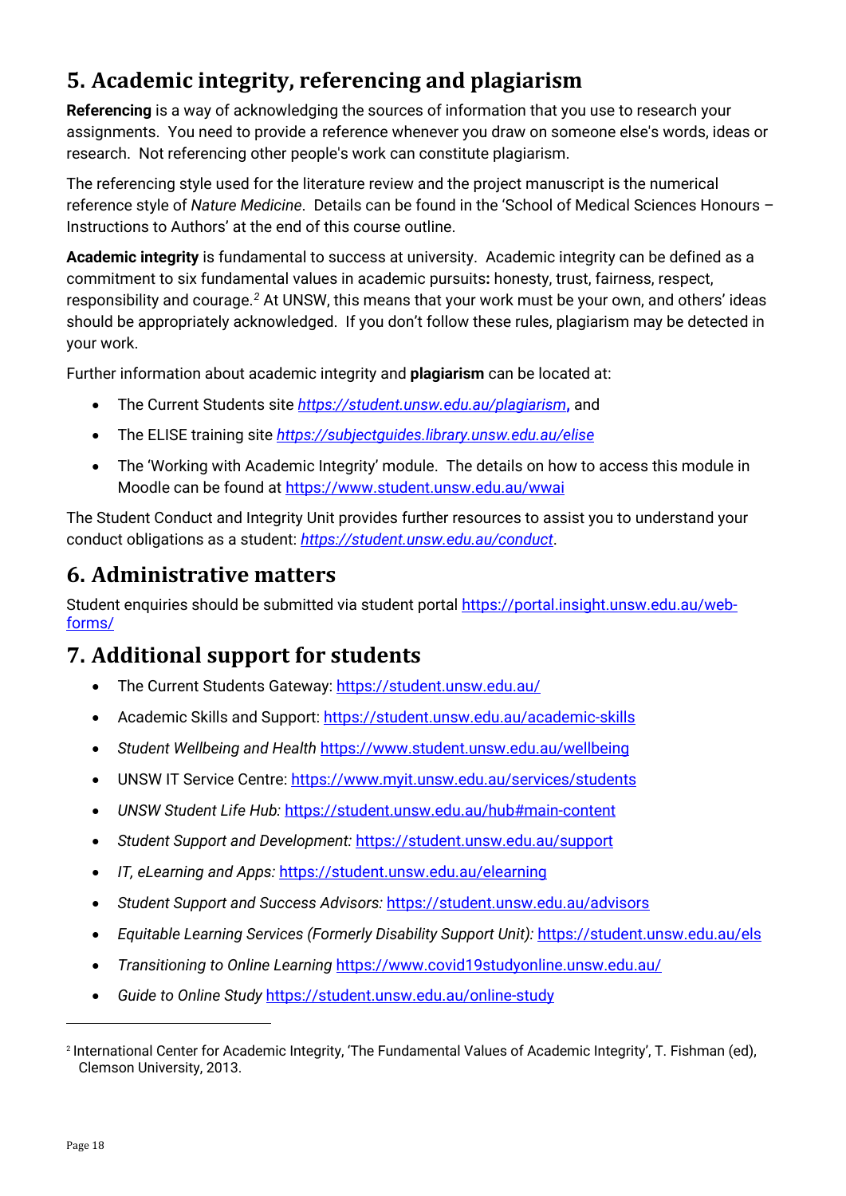## 5. Academic integrity, referencing and plagiarism

**Referencing** is a way of acknowledging the sources of information that you use to research your assignments. You need to provide a reference whenever you draw on someone else's words, ideas or research. Not referencing other people's work can constitute plagiarism.

The referencing style used for the literature review and the project manuscript is the numerical reference style of *Nature Medicine*. Details can be found in the 'School of Medical Sciences Honours – Instructions to Authors' at the end of this course outline.

**Academic integrity** is fundamental to success at university. Academic integrity can be defined as a commitment to six fundamental values in academic pursuits**:** honesty, trust, fairness, respect, responsibility and courage.[2] At UNSW, this means that your work must be your own, and others' ideas should be appropriately acknowledged. If you don't follow these rules, plagiarism may be detected in your work.

Further information about academic integrity and **plagiarism** can be located at:

- The Current Students site *https://student.unsw.edu.au/plagiarism*, and
- The ELISE training site *https://subjectguides.library.unsw.edu.au/elise*
- The 'Working with Academic Integrity' module. The details on how to access this module in Moodle can be found at https://www.student.unsw.edu.au/wwai

The Student Conduct and Integrity Unit provides further resources to assist you to understand your conduct obligations as a student: *https://student.unsw.edu.au/conduct*.

## 6. Administrative matters

Student enquiries should be submitted via student portal https://portal.insight.unsw.edu.au/web-forms/

## 7. Additional support for students

- The Current Students Gateway: https://student.unsw.edu.au/
- Academic Skills and Support: https://student.unsw.edu.au/academic-skills
- *Student Wellbeing and Health* https://www.student.unsw.edu.au/wellbeing
- UNSW IT Service Centre: https://www.myit.unsw.edu.au/services/students
- *UNSW Student Life Hub:* https://student.unsw.edu.au/hub#main-content
- *Student Support and Development:* https://student.unsw.edu.au/support
- *IT, eLearning and Apps:* https://student.unsw.edu.au/elearning
- *Student Support and Success Advisors:* https://student.unsw.edu.au/advisors
- *Equitable Learning Services (Formerly Disability Support Unit):* https://student.unsw.edu.au/els
- *Transitioning to Online Learning* https://www.covid19studyonline.unsw.edu.au/
- *Guide to Online Study* https://student.unsw.edu.au/online-study

---

[2] International Center for Academic Integrity, 'The Fundamental Values of Academic Integrity', T. Fishman (ed), Clemson University, 2013.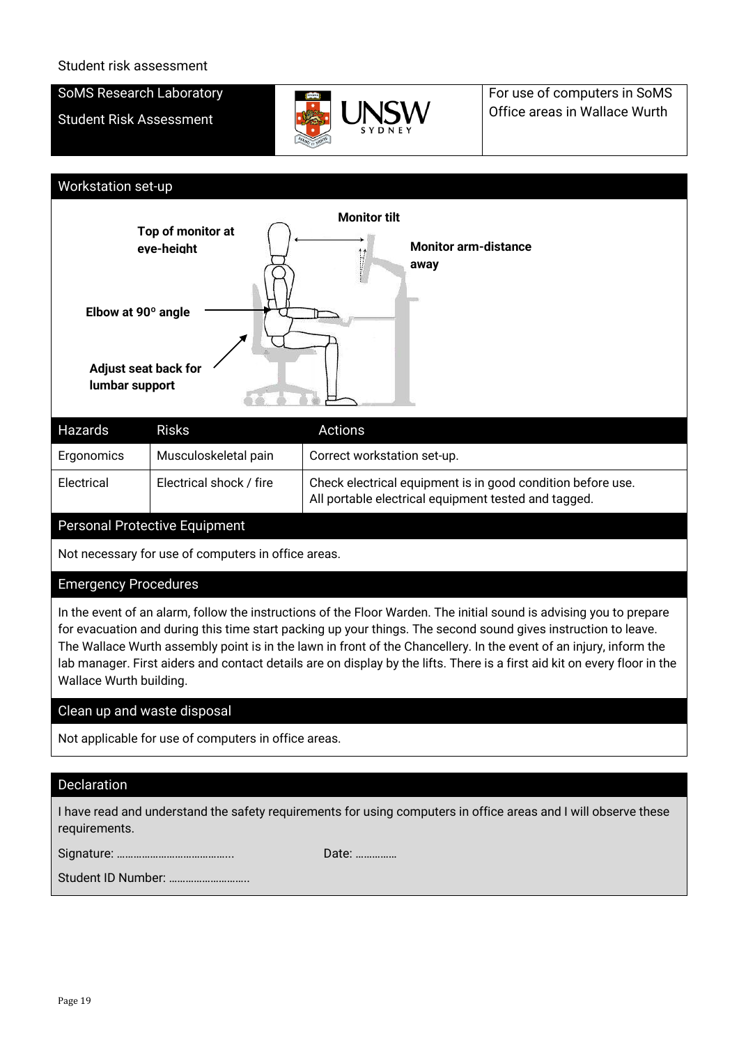Student risk assessment

| SoMS Research Laboratory<br>Student Risk Assessment | UNSW SYDNEY | For use of computers in SoMS Office areas in Wallace Wurth |
|---|---|---|

## Workstation set-up

**Monitor tilt**

**Top of monitor at eye-height**

**Monitor arm-distance away**

**Elbow at 90° angle**

**Adjust seat back for lumbar support**

| Hazards | Risks | Actions |
|---|---|---|
| Ergonomics | Musculoskeletal pain | Correct workstation set-up. |
| Electrical | Electrical shock / fire | Check electrical equipment is in good condition before use.<br>All portable electrical equipment tested and tagged. |

## Personal Protective Equipment

Not necessary for use of computers in office areas.

## Emergency Procedures

In the event of an alarm, follow the instructions of the Floor Warden. The initial sound is advising you to prepare for evacuation and during this time start packing up your things. The second sound gives instruction to leave. The Wallace Wurth assembly point is in the lawn in front of the Chancellery. In the event of an injury, inform the lab manager. First aiders and contact details are on display by the lifts. There is a first aid kit on every floor in the Wallace Wurth building.

## Clean up and waste disposal

Not applicable for use of computers in office areas.

## Declaration

I have read and understand the safety requirements for using computers in office areas and I will observe these requirements.

Signature: ………………………………….. Date: ……………

Student ID Number: ………………………..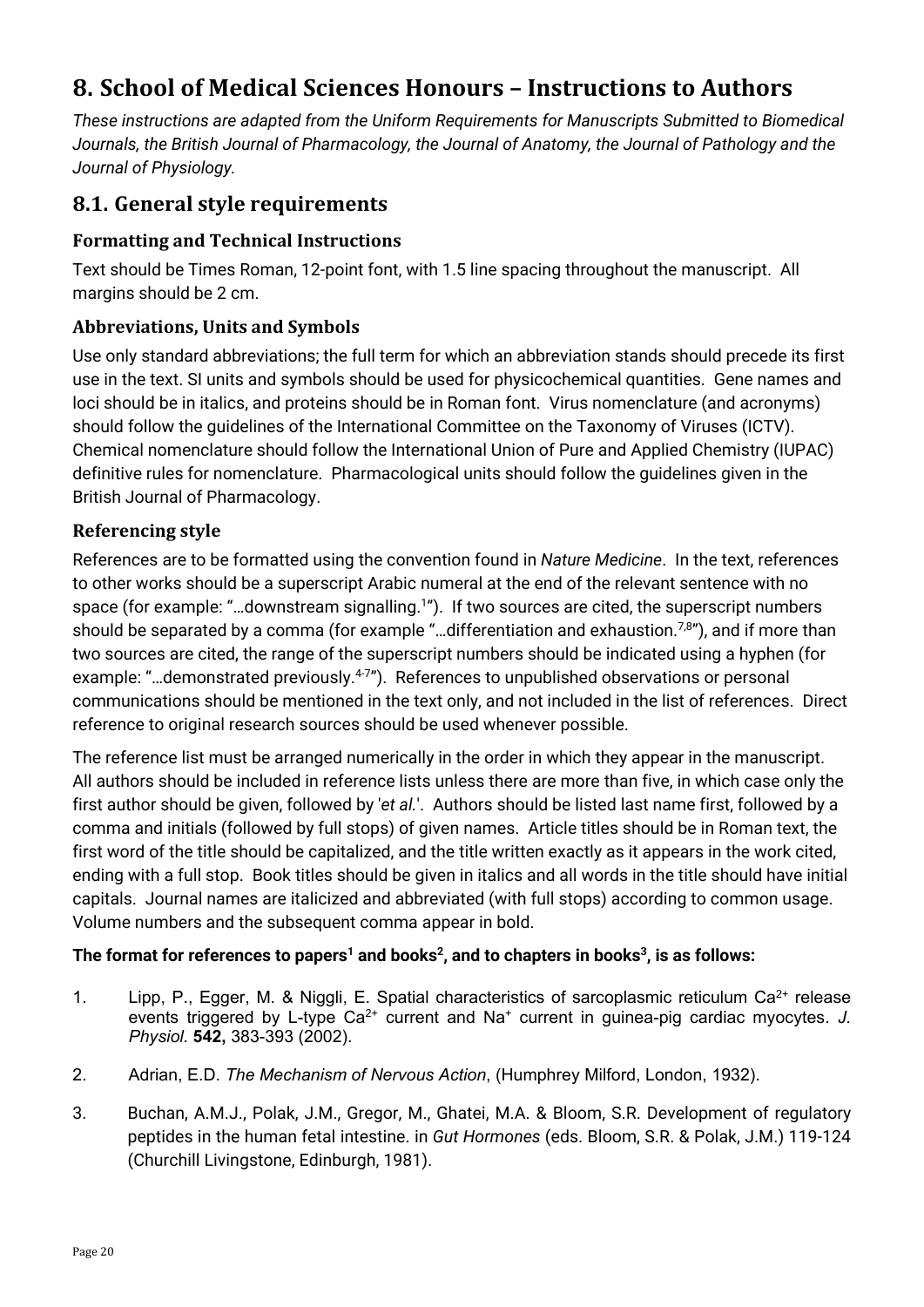# 8. School of Medical Sciences Honours – Instructions to Authors

*These instructions are adapted from the Uniform Requirements for Manuscripts Submitted to Biomedical Journals, the British Journal of Pharmacology, the Journal of Anatomy, the Journal of Pathology and the Journal of Physiology.*

## 8.1. General style requirements

### Formatting and Technical Instructions

Text should be Times Roman, 12-point font, with 1.5 line spacing throughout the manuscript. All margins should be 2 cm.

### Abbreviations, Units and Symbols

Use only standard abbreviations; the full term for which an abbreviation stands should precede its first use in the text. SI units and symbols should be used for physicochemical quantities. Gene names and loci should be in italics, and proteins should be in Roman font. Virus nomenclature (and acronyms) should follow the guidelines of the International Committee on the Taxonomy of Viruses (ICTV). Chemical nomenclature should follow the International Union of Pure and Applied Chemistry (IUPAC) definitive rules for nomenclature. Pharmacological units should follow the guidelines given in the British Journal of Pharmacology.

### Referencing style

References are to be formatted using the convention found in *Nature Medicine*. In the text, references to other works should be a superscript Arabic numeral at the end of the relevant sentence with no space (for example: "…downstream signalling.[1]"). If two sources are cited, the superscript numbers should be separated by a comma (for example "…differentiation and exhaustion.[7,8]"), and if more than two sources are cited, the range of the superscript numbers should be indicated using a hyphen (for example: "…demonstrated previously.[4-7]"). References to unpublished observations or personal communications should be mentioned in the text only, and not included in the list of references. Direct reference to original research sources should be used whenever possible.

The reference list must be arranged numerically in the order in which they appear in the manuscript. All authors should be included in reference lists unless there are more than five, in which case only the first author should be given, followed by '*et al.*'. Authors should be listed last name first, followed by a comma and initials (followed by full stops) of given names. Article titles should be in Roman text, the first word of the title should be capitalized, and the title written exactly as it appears in the work cited, ending with a full stop. Book titles should be given in italics and all words in the title should have initial capitals. Journal names are italicized and abbreviated (with full stops) according to common usage. Volume numbers and the subsequent comma appear in bold.

**The format for references to papers[1] and books[2], and to chapters in books[3], is as follows:**

1. Lipp, P., Egger, M. & Niggli, E. Spatial characteristics of sarcoplasmic reticulum $Ca^{2+}$ release events triggered by L-type $Ca^{2+}$ current and $Na^{+}$ current in guinea-pig cardiac myocytes. *J. Physiol.* **542,** 383-393 (2002).
2. Adrian, E.D. *The Mechanism of Nervous Action*, (Humphrey Milford, London, 1932).
3. Buchan, A.M.J., Polak, J.M., Gregor, M., Ghatei, M.A. & Bloom, S.R. Development of regulatory peptides in the human fetal intestine. in *Gut Hormones* (eds. Bloom, S.R. & Polak, J.M.) 119-124 (Churchill Livingstone, Edinburgh, 1981).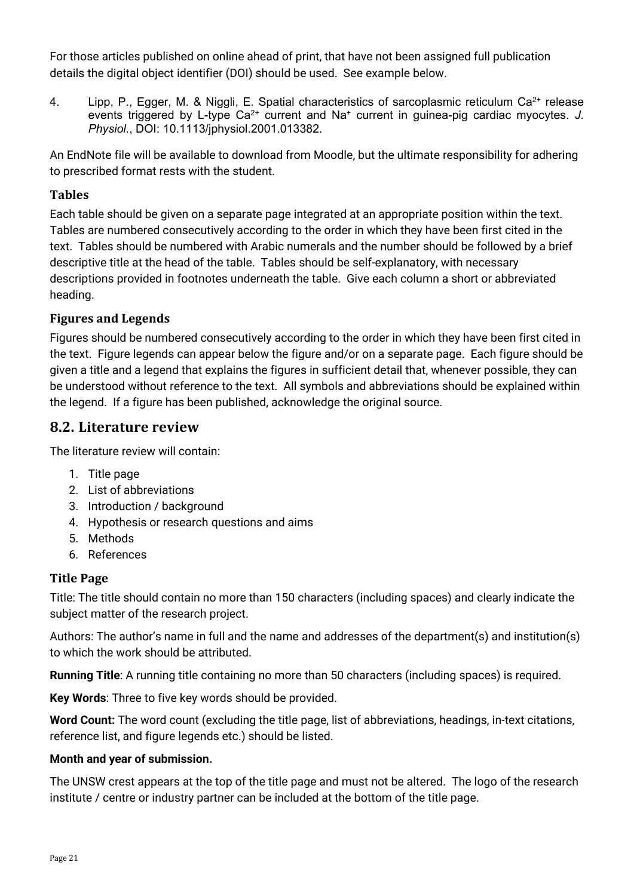For those articles published on online ahead of print, that have not been assigned full publication details the digital object identifier (DOI) should be used. See example below.

4. Lipp, P., Egger, M. & Niggli, E. Spatial characteristics of sarcoplasmic reticulum $Ca^{2+}$ release events triggered by L-type $Ca^{2+}$ current and $Na^{+}$ current in guinea-pig cardiac myocytes. *J. Physiol.*, DOI: 10.1113/jphysiol.2001.013382.

An EndNote file will be available to download from Moodle, but the ultimate responsibility for adhering to prescribed format rests with the student.

### Tables

Each table should be given on a separate page integrated at an appropriate position within the text. Tables are numbered consecutively according to the order in which they have been first cited in the text. Tables should be numbered with Arabic numerals and the number should be followed by a brief descriptive title at the head of the table. Tables should be self-explanatory, with necessary descriptions provided in footnotes underneath the table. Give each column a short or abbreviated heading.

### Figures and Legends

Figures should be numbered consecutively according to the order in which they have been first cited in the text. Figure legends can appear below the figure and/or on a separate page. Each figure should be given a title and a legend that explains the figures in sufficient detail that, whenever possible, they can be understood without reference to the text. All symbols and abbreviations should be explained within the legend. If a figure has been published, acknowledge the original source.

## 8.2. Literature review

The literature review will contain:

1. Title page
2. List of abbreviations
3. Introduction / background
4. Hypothesis or research questions and aims
5. Methods
6. References

### Title Page

Title: The title should contain no more than 150 characters (including spaces) and clearly indicate the subject matter of the research project.

Authors: The author's name in full and the name and addresses of the department(s) and institution(s) to which the work should be attributed.

**Running Title**: A running title containing no more than 50 characters (including spaces) is required.

**Key Words**: Three to five key words should be provided.

**Word Count:** The word count (excluding the title page, list of abbreviations, headings, in-text citations, reference list, and figure legends etc.) should be listed.

**Month and year of submission.**

The UNSW crest appears at the top of the title page and must not be altered. The logo of the research institute / centre or industry partner can be included at the bottom of the title page.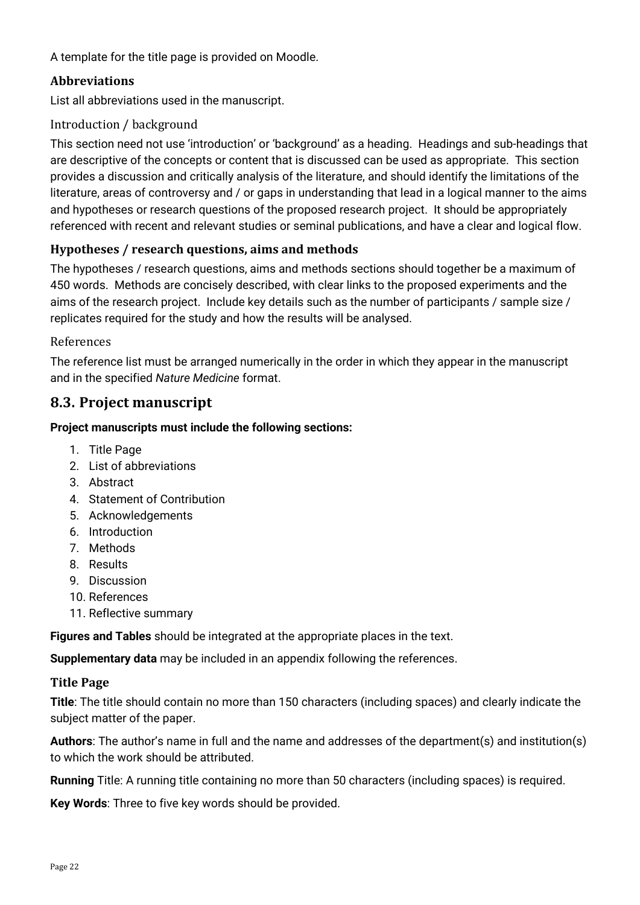A template for the title page is provided on Moodle.

### Abbreviations

List all abbreviations used in the manuscript.

### Introduction / background

This section need not use 'introduction' or 'background' as a heading. Headings and sub-headings that are descriptive of the concepts or content that is discussed can be used as appropriate. This section provides a discussion and critically analysis of the literature, and should identify the limitations of the literature, areas of controversy and / or gaps in understanding that lead in a logical manner to the aims and hypotheses or research questions of the proposed research project. It should be appropriately referenced with recent and relevant studies or seminal publications, and have a clear and logical flow.

### Hypotheses / research questions, aims and methods

The hypotheses / research questions, aims and methods sections should together be a maximum of 450 words. Methods are concisely described, with clear links to the proposed experiments and the aims of the research project. Include key details such as the number of participants / sample size / replicates required for the study and how the results will be analysed.

### References

The reference list must be arranged numerically in the order in which they appear in the manuscript and in the specified *Nature Medicine* format.

## 8.3. Project manuscript

**Project manuscripts must include the following sections:**

1. Title Page
2. List of abbreviations
3. Abstract
4. Statement of Contribution
5. Acknowledgements
6. Introduction
7. Methods
8. Results
9. Discussion
10. References
11. Reflective summary

**Figures and Tables** should be integrated at the appropriate places in the text.

**Supplementary data** may be included in an appendix following the references.

### Title Page

**Title**: The title should contain no more than 150 characters (including spaces) and clearly indicate the subject matter of the paper.

**Authors**: The author's name in full and the name and addresses of the department(s) and institution(s) to which the work should be attributed.

**Running** Title: A running title containing no more than 50 characters (including spaces) is required.

**Key Words**: Three to five key words should be provided.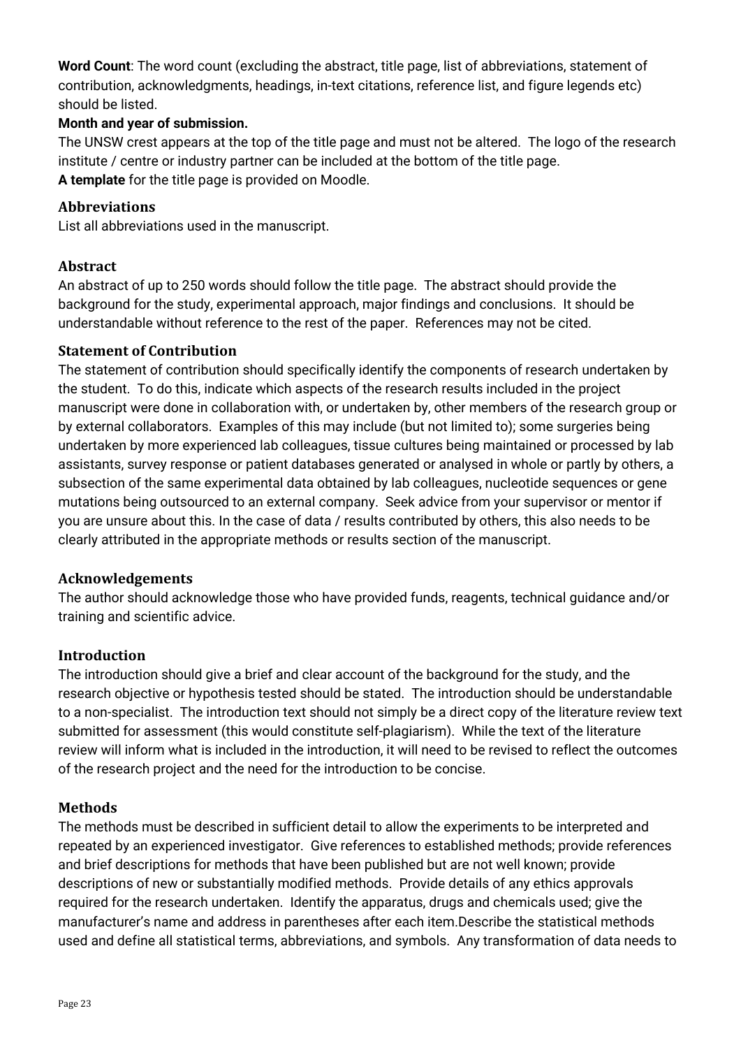**Word Count**: The word count (excluding the abstract, title page, list of abbreviations, statement of contribution, acknowledgments, headings, in-text citations, reference list, and figure legends etc) should be listed.

**Month and year of submission.**

The UNSW crest appears at the top of the title page and must not be altered. The logo of the research institute / centre or industry partner can be included at the bottom of the title page.

**A template** for the title page is provided on Moodle.

### Abbreviations

List all abbreviations used in the manuscript.

### Abstract

An abstract of up to 250 words should follow the title page. The abstract should provide the background for the study, experimental approach, major findings and conclusions. It should be understandable without reference to the rest of the paper. References may not be cited.

### Statement of Contribution

The statement of contribution should specifically identify the components of research undertaken by the student. To do this, indicate which aspects of the research results included in the project manuscript were done in collaboration with, or undertaken by, other members of the research group or by external collaborators. Examples of this may include (but not limited to); some surgeries being undertaken by more experienced lab colleagues, tissue cultures being maintained or processed by lab assistants, survey response or patient databases generated or analysed in whole or partly by others, a subsection of the same experimental data obtained by lab colleagues, nucleotide sequences or gene mutations being outsourced to an external company. Seek advice from your supervisor or mentor if you are unsure about this. In the case of data / results contributed by others, this also needs to be clearly attributed in the appropriate methods or results section of the manuscript.

### Acknowledgements

The author should acknowledge those who have provided funds, reagents, technical guidance and/or training and scientific advice.

### Introduction

The introduction should give a brief and clear account of the background for the study, and the research objective or hypothesis tested should be stated. The introduction should be understandable to a non-specialist. The introduction text should not simply be a direct copy of the literature review text submitted for assessment (this would constitute self-plagiarism). While the text of the literature review will inform what is included in the introduction, it will need to be revised to reflect the outcomes of the research project and the need for the introduction to be concise.

### Methods

The methods must be described in sufficient detail to allow the experiments to be interpreted and repeated by an experienced investigator. Give references to established methods; provide references and brief descriptions for methods that have been published but are not well known; provide descriptions of new or substantially modified methods. Provide details of any ethics approvals required for the research undertaken. Identify the apparatus, drugs and chemicals used; give the manufacturer's name and address in parentheses after each item.Describe the statistical methods used and define all statistical terms, abbreviations, and symbols. Any transformation of data needs to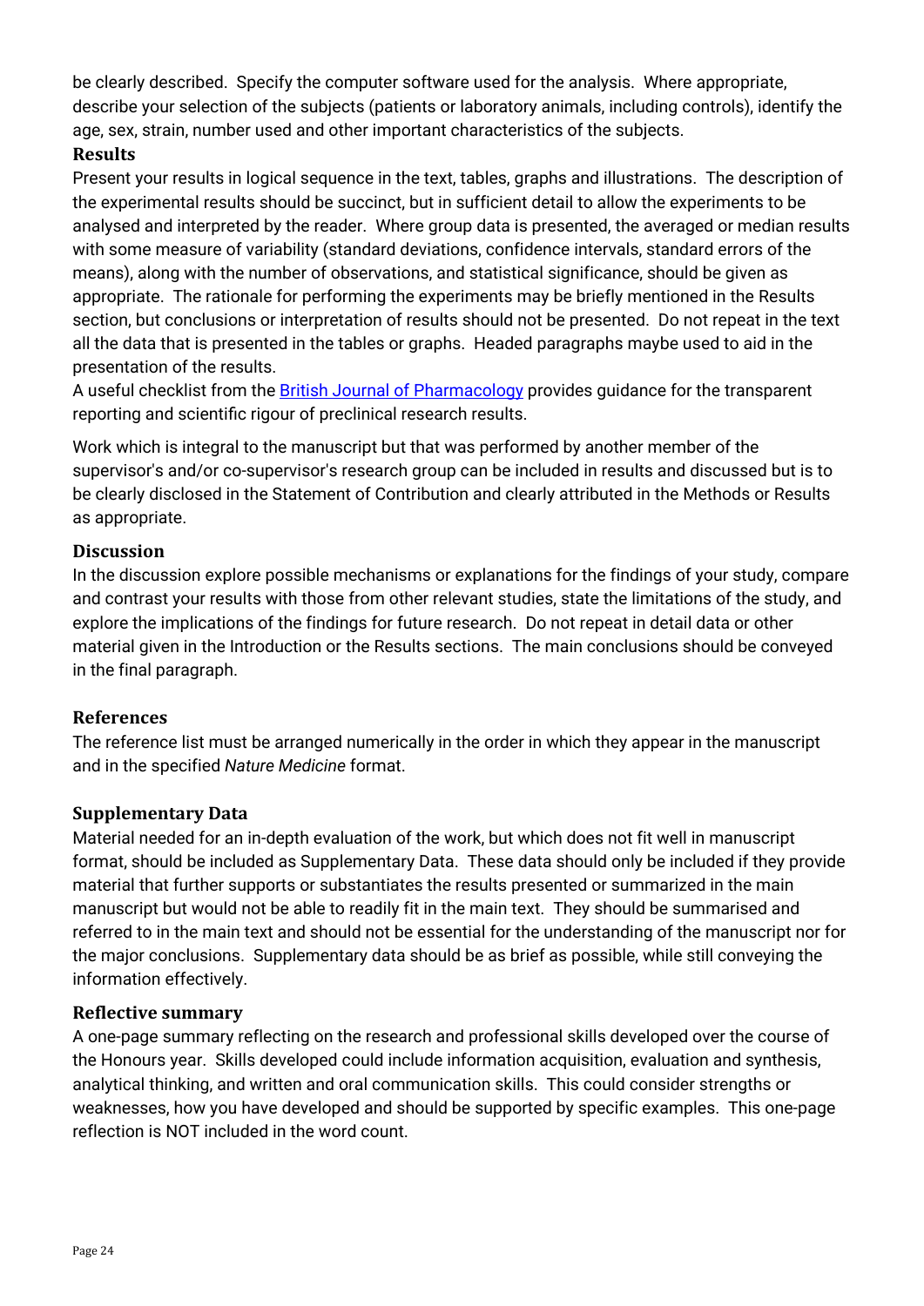be clearly described. Specify the computer software used for the analysis. Where appropriate, describe your selection of the subjects (patients or laboratory animals, including controls), identify the age, sex, strain, number used and other important characteristics of the subjects.

### Results

Present your results in logical sequence in the text, tables, graphs and illustrations. The description of the experimental results should be succinct, but in sufficient detail to allow the experiments to be analysed and interpreted by the reader. Where group data is presented, the averaged or median results with some measure of variability (standard deviations, confidence intervals, standard errors of the means), along with the number of observations, and statistical significance, should be given as appropriate. The rationale for performing the experiments may be briefly mentioned in the Results section, but conclusions or interpretation of results should not be presented. Do not repeat in the text all the data that is presented in the tables or graphs. Headed paragraphs maybe used to aid in the presentation of the results.

A useful checklist from the British Journal of Pharmacology provides guidance for the transparent reporting and scientific rigour of preclinical research results.

Work which is integral to the manuscript but that was performed by another member of the supervisor's and/or co-supervisor's research group can be included in results and discussed but is to be clearly disclosed in the Statement of Contribution and clearly attributed in the Methods or Results as appropriate.

### Discussion

In the discussion explore possible mechanisms or explanations for the findings of your study, compare and contrast your results with those from other relevant studies, state the limitations of the study, and explore the implications of the findings for future research. Do not repeat in detail data or other material given in the Introduction or the Results sections. The main conclusions should be conveyed in the final paragraph.

### References

The reference list must be arranged numerically in the order in which they appear in the manuscript and in the specified *Nature Medicine* format.

### Supplementary Data

Material needed for an in-depth evaluation of the work, but which does not fit well in manuscript format, should be included as Supplementary Data. These data should only be included if they provide material that further supports or substantiates the results presented or summarized in the main manuscript but would not be able to readily fit in the main text. They should be summarised and referred to in the main text and should not be essential for the understanding of the manuscript nor for the major conclusions. Supplementary data should be as brief as possible, while still conveying the information effectively.

### Reflective summary

A one-page summary reflecting on the research and professional skills developed over the course of the Honours year. Skills developed could include information acquisition, evaluation and synthesis, analytical thinking, and written and oral communication skills. This could consider strengths or weaknesses, how you have developed and should be supported by specific examples. This one-page reflection is NOT included in the word count.